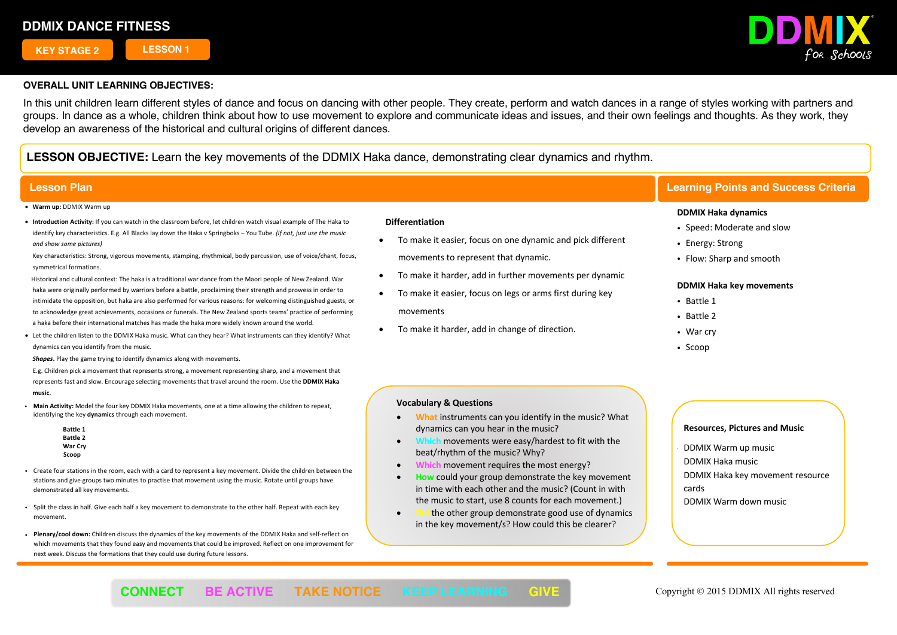# DDMIX DANCE FITNESS

KEY STAGE 2 | LESSON 1

DDMIX for Schools

**OVERALL UNIT LEARNING OBJECTIVES:**

In this unit children learn different styles of dance and focus on dancing with other people. They create, perform and watch dances in a range of styles working with partners and groups. In dance as a whole, children think about how to use movement to explore and communicate ideas and issues, and their own feelings and thoughts. As they work, they develop an awareness of the historical and cultural origins of different dances.

**LESSON OBJECTIVE:** Learn the key movements of the DDMIX Haka dance, demonstrating clear dynamics and rhythm.

## Lesson Plan

- **Warm up:** DDMIX Warm up
- **Introduction Activity:** If you can watch in the classroom before, let children watch visual example of The Haka to identify key characteristics. E.g. All Blacks lay down the Haka v Springboks – You Tube. *(If not, just use the music and show some pictures)*

  Key characteristics: Strong, vigorous movements, stamping, rhythmical, body percussion, use of voice/chant, focus, symmetrical formations.

  Historical and cultural context: The haka is a traditional war dance from the Maori people of New Zealand. War haka were originally performed by warriors before a battle, proclaiming their strength and prowess in order to intimidate the opposition, but haka are also performed for various reasons: for welcoming distinguished guests, or to acknowledge great achievements, occasions or funerals. The New Zealand sports teams' practice of performing a haka before their international matches has made the haka more widely known around the world.
- Let the children listen to the DDMIX Haka music. What can they hear? What instruments can they identify? What dynamics can you identify from the music.

  ***Shapes***. Play the game trying to identify dynamics along with movements.

  E.g. Children pick a movement that represents strong, a movement representing sharp, and a movement that represents fast and slow. Encourage selecting movements that travel around the room. Use the **DDMIX Haka music.**
- **Main Activity:** Model the four key DDMIX Haka movements, one at a time allowing the children to repeat, identifying the key **dynamics** through each movement.

  **Battle 1**
  **Battle 2**
  **War Cry**
  **Scoop**
- Create four stations in the room, each with a card to represent a key movement. Divide the children between the stations and give groups two minutes to practise that movement using the music. Rotate until groups have demonstrated all key movements.
- Split the class in half. Give each half a key movement to demonstrate to the other half. Repeat with each key movement.
- **Plenary/cool down:** Children discuss the dynamics of the key movements of the DDMIX Haka and self-reflect on which movements that they found easy and movements that could be improved. Reflect on one improvement for next week. Discuss the formations that they could use during future lessons.

**Differentiation**

- To make it easier, focus on one dynamic and pick different movements to represent that dynamic.
- To make it harder, add in further movements per dynamic
- To make it easier, focus on legs or arms first during key movements
- To make it harder, add in change of direction.

**Vocabulary & Questions**

- What instruments can you identify in the music? What dynamics can you hear in the music?
- Which movements were easy/hardest to fit with the beat/rhythm of the music? Why?
- Which movement requires the most energy?
- How could your group demonstrate the key movement in time with each other and the music? (Count in with the music to start, use 8 counts for each movement.)
- Did the other group demonstrate good use of dynamics in the key movement/s? How could this be clearer?

## Learning Points and Success Criteria

**DDMIX Haka dynamics**

- Speed: Moderate and slow
- Energy: Strong
- Flow: Sharp and smooth

**DDMIX Haka key movements**

- Battle 1
- Battle 2
- War cry
- Scoop

**Resources, Pictures and Music**

DDMIX Warm up music
DDMIX Haka music
DDMIX Haka key movement resource cards
DDMIX Warm down music

CONNECT BE ACTIVE TAKE NOTICE KEEP LEARNING GIVE

Copyright © 2015 DDMIX All rights reserved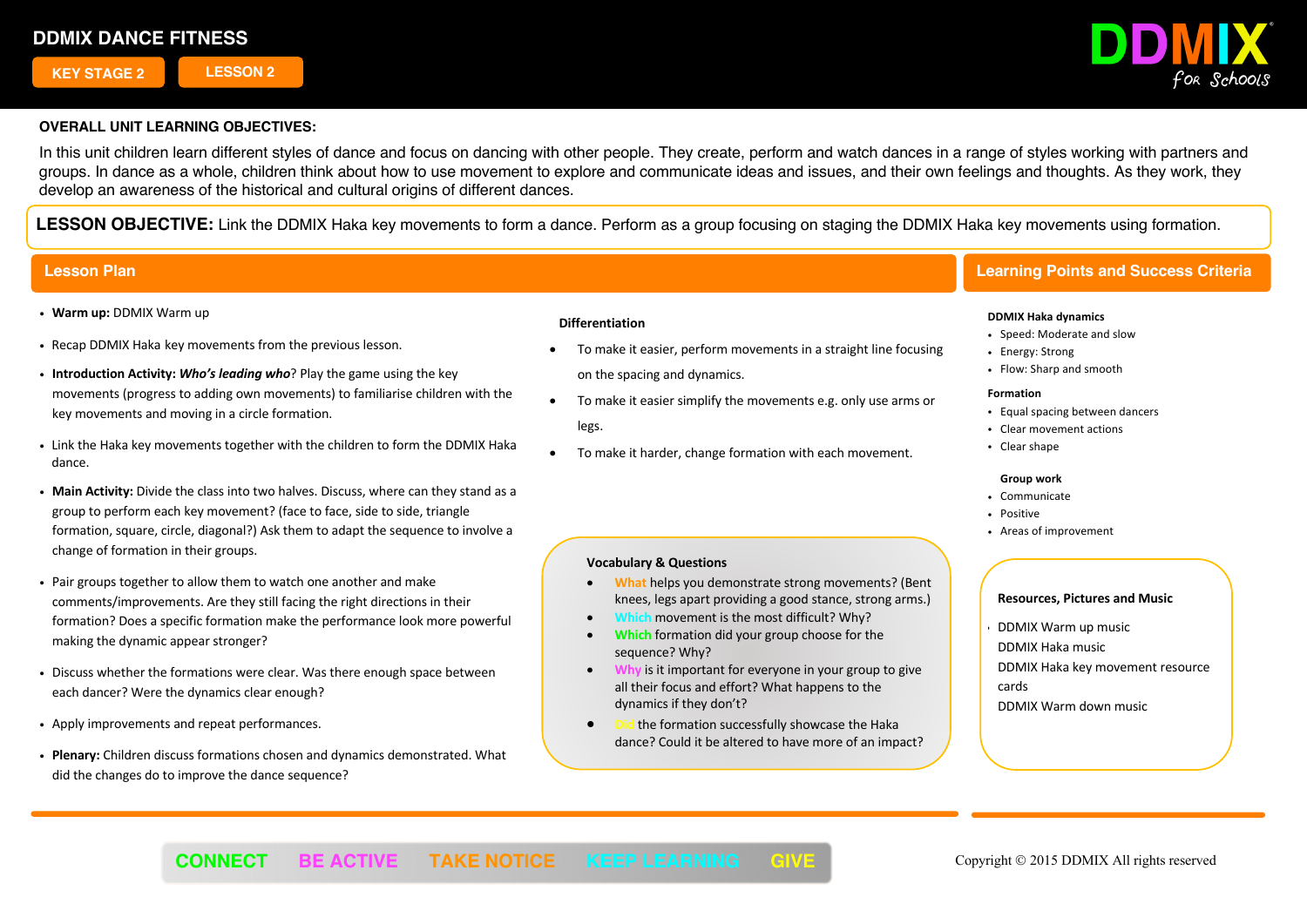# DDMIX DANCE FITNESS

KEY STAGE 2 | LESSON 2

**OVERALL UNIT LEARNING OBJECTIVES:**

In this unit children learn different styles of dance and focus on dancing with other people. They create, perform and watch dances in a range of styles working with partners and groups. In dance as a whole, children think about how to use movement to explore and communicate ideas and issues, and their own feelings and thoughts. As they work, they develop an awareness of the historical and cultural origins of different dances.

**LESSON OBJECTIVE:** Link the DDMIX Haka key movements to form a dance. Perform as a group focusing on staging the DDMIX Haka key movements using formation.

## Lesson Plan

- **Warm up:** DDMIX Warm up
- Recap DDMIX Haka key movements from the previous lesson.
- **Introduction Activity:** ***Who's leading who***? Play the game using the key movements (progress to adding own movements) to familiarise children with the key movements and moving in a circle formation.
- Link the Haka key movements together with the children to form the DDMIX Haka dance.
- **Main Activity:** Divide the class into two halves. Discuss, where can they stand as a group to perform each key movement? (face to face, side to side, triangle formation, square, circle, diagonal?) Ask them to adapt the sequence to involve a change of formation in their groups.
- Pair groups together to allow them to watch one another and make comments/improvements. Are they still facing the right directions in their formation? Does a specific formation make the performance look more powerful making the dynamic appear stronger?
- Discuss whether the formations were clear. Was there enough space between each dancer? Were the dynamics clear enough?
- Apply improvements and repeat performances.
- **Plenary:** Children discuss formations chosen and dynamics demonstrated. What did the changes do to improve the dance sequence?

**Differentiation**

- To make it easier, perform movements in a straight line focusing on the spacing and dynamics.
- To make it easier simplify the movements e.g. only use arms or legs.
- To make it harder, change formation with each movement.

**Vocabulary & Questions**

- What helps you demonstrate strong movements? (Bent knees, legs apart providing a good stance, strong arms.)
- Which movement is the most difficult? Why?
- Which formation did your group choose for the sequence? Why?
- Why is it important for everyone in your group to give all their focus and effort? What happens to the dynamics if they don't?
- Did the formation successfully showcase the Haka dance? Could it be altered to have more of an impact?

## Learning Points and Success Criteria

**DDMIX Haka dynamics**

- Speed: Moderate and slow
- Energy: Strong
- Flow: Sharp and smooth

**Formation**

- Equal spacing between dancers
- Clear movement actions
- Clear shape

**Group work**

- Communicate
- Positive
- Areas of improvement

**Resources, Pictures and Music**

- DDMIX Warm up music
- DDMIX Haka music
- DDMIX Haka key movement resource cards
- DDMIX Warm down music

CONNECT BE ACTIVE TAKE NOTICE KEEP LEARNING GIVE

Copyright © 2015 DDMIX All rights reserved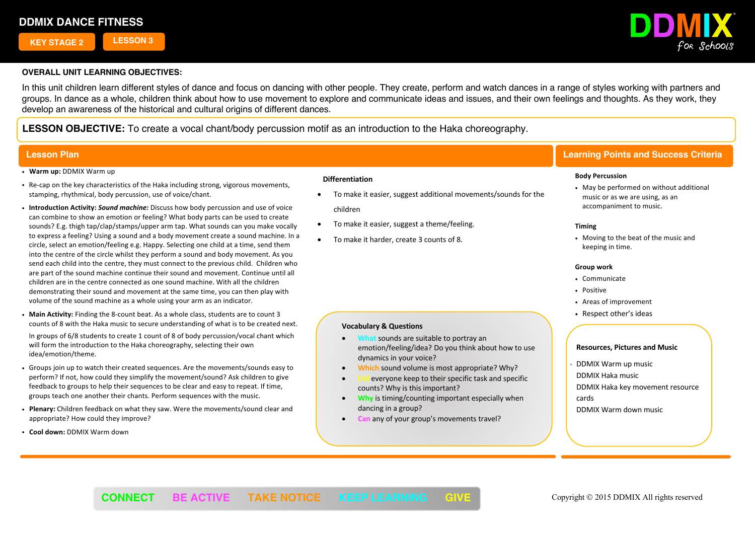# DDMIX DANCE FITNESS

**KEY STAGE 2** | **LESSON 3**

DDMIX for Schools

**OVERALL UNIT LEARNING OBJECTIVES:**

In this unit children learn different styles of dance and focus on dancing with other people. They create, perform and watch dances in a range of styles working with partners and groups. In dance as a whole, children think about how to use movement to explore and communicate ideas and issues, and their own feelings and thoughts. As they work, they develop an awareness of the historical and cultural origins of different dances.

**LESSON OBJECTIVE:** To create a vocal chant/body percussion motif as an introduction to the Haka choreography.

## Lesson Plan

- **Warm up:** DDMIX Warm up
- Re-cap on the key characteristics of the Haka including strong, vigorous movements, stamping, rhythmical, body percussion, use of voice/chant.
- **Introduction Activity:** ***Sound machine:*** Discuss how body percussion and use of voice can combine to show an emotion or feeling? What body parts can be used to create sounds? E.g. thigh tap/clap/stamps/upper arm tap. What sounds can you make vocally to express a feeling? Using a sound and a body movement create a sound machine. In a circle, select an emotion/feeling e.g. Happy. Selecting one child at a time, send them into the centre of the circle whilst they perform a sound and body movement. As you send each child into the centre, they must connect to the previous child. Children who are part of the sound machine continue their sound and movement. Continue until all children are in the centre connected as one sound machine. With all the children demonstrating their sound and movement at the same time, you can then play with volume of the sound machine as a whole using your arm as an indicator.
- **Main Activity:** Finding the 8-count beat. As a whole class, students are to count 3 counts of 8 with the Haka music to secure understanding of what is to be created next.

  In groups of 6/8 students to create 1 count of 8 of body percussion/vocal chant which will form the introduction to the Haka choreography, selecting their own idea/emotion/theme.
- Groups join up to watch their created sequences. Are the movements/sounds easy to perform? If not, how could they simplify the movement/sound? Ask children to give feedback to groups to help their sequences to be clear and easy to repeat. If time, groups teach one another their chants. Perform sequences with the music.
- **Plenary:** Children feedback on what they saw. Were the movements/sound clear and appropriate? How could they improve?
- **Cool down:** DDMIX Warm down

**Differentiation**

- To make it easier, suggest additional movements/sounds for the children
- To make it easier, suggest a theme/feeling.
- To make it harder, create 3 counts of 8.

**Vocabulary & Questions**

- What sounds are suitable to portray an emotion/feeling/idea? Do you think about how to use dynamics in your voice?
- Which sound volume is most appropriate? Why?
- Did everyone keep to their specific task and specific counts? Why is this important?
- Why is timing/counting important especially when dancing in a group?
- Can any of your group's movements travel?

## Learning Points and Success Criteria

**Body Percussion**

- May be performed on without additional music or as we are using, as an accompaniment to music.

**Timing**

- Moving to the beat of the music and keeping in time.

**Group work**

- Communicate
- Positive
- Areas of improvement
- Respect other's ideas

**Resources, Pictures and Music**

- DDMIX Warm up music
- DDMIX Haka music
- DDMIX Haka key movement resource cards
- DDMIX Warm down music

CONNECT BE ACTIVE TAKE NOTICE KEEP LEARNING GIVE

Copyright © 2015 DDMIX All rights reserved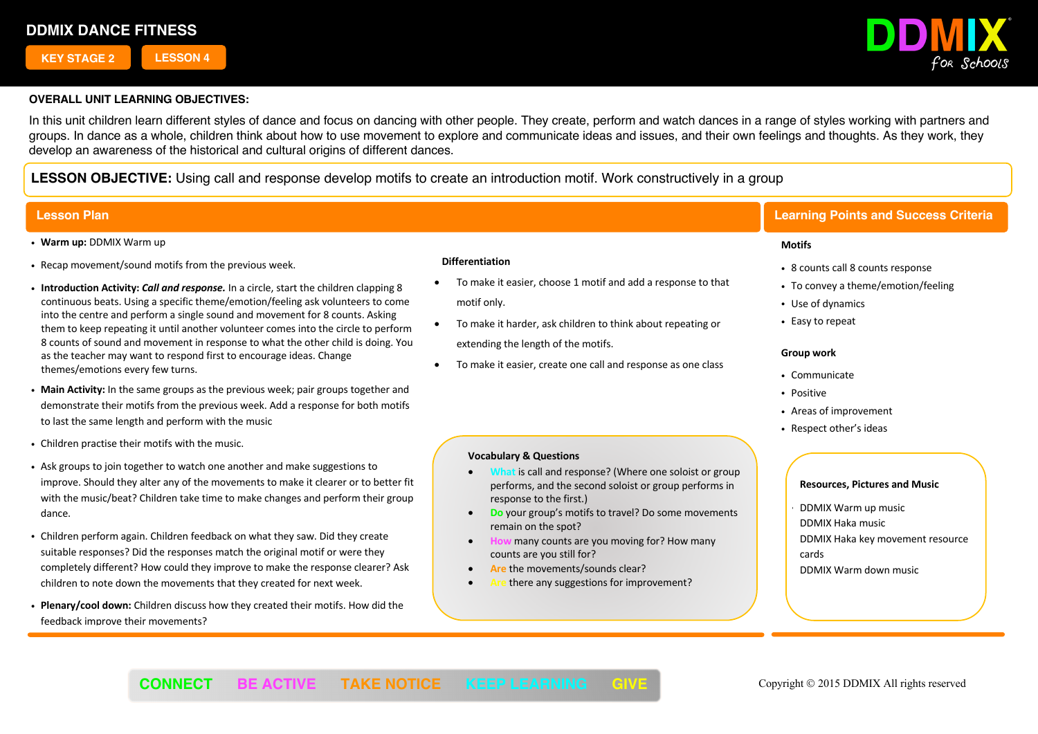# DDMIX DANCE FITNESS

**KEY STAGE 2** **LESSON 4**

DDMIX for Schools

**OVERALL UNIT LEARNING OBJECTIVES:**

In this unit children learn different styles of dance and focus on dancing with other people. They create, perform and watch dances in a range of styles working with partners and groups. In dance as a whole, children think about how to use movement to explore and communicate ideas and issues, and their own feelings and thoughts. As they work, they develop an awareness of the historical and cultural origins of different dances.

**LESSON OBJECTIVE:** Using call and response develop motifs to create an introduction motif. Work constructively in a group

## Lesson Plan

- **Warm up:** DDMIX Warm up
- Recap movement/sound motifs from the previous week.
- **Introduction Activity:** ***Call and response.*** In a circle, start the children clapping 8 continuous beats. Using a specific theme/emotion/feeling ask volunteers to come into the centre and perform a single sound and movement for 8 counts. Asking them to keep repeating it until another volunteer comes into the circle to perform 8 counts of sound and movement in response to what the other child is doing. You as the teacher may want to respond first to encourage ideas. Change themes/emotions every few turns.
- **Main Activity:** In the same groups as the previous week; pair groups together and demonstrate their motifs from the previous week. Add a response for both motifs to last the same length and perform with the music
- Children practise their motifs with the music.
- Ask groups to join together to watch one another and make suggestions to improve. Should they alter any of the movements to make it clearer or to better fit with the music/beat? Children take time to make changes and perform their group dance.
- Children perform again. Children feedback on what they saw. Did they create suitable responses? Did the responses match the original motif or were they completely different? How could they improve to make the response clearer? Ask children to note down the movements that they created for next week.
- **Plenary/cool down:** Children discuss how they created their motifs. How did the feedback improve their movements?

### Differentiation

- To make it easier, choose 1 motif and add a response to that motif only.
- To make it harder, ask children to think about repeating or extending the length of the motifs.
- To make it easier, create one call and response as one class

### Vocabulary & Questions

- What is call and response? (Where one soloist or group performs, and the second soloist or group performs in response to the first.)
- Do your group's motifs to travel? Do some movements remain on the spot?
- How many counts are you moving for? How many counts are you still for?
- Are the movements/sounds clear?
- Are there any suggestions for improvement?

## Learning Points and Success Criteria

**Motifs**

- 8 counts call 8 counts response
- To convey a theme/emotion/feeling
- Use of dynamics
- Easy to repeat

**Group work**

- Communicate
- Positive
- Areas of improvement
- Respect other's ideas

**Resources, Pictures and Music**

- DDMIX Warm up music
- DDMIX Haka music
- DDMIX Haka key movement resource cards
- DDMIX Warm down music

CONNECT BE ACTIVE TAKE NOTICE KEEP LEARNING GIVE

Copyright © 2015 DDMIX All rights reserved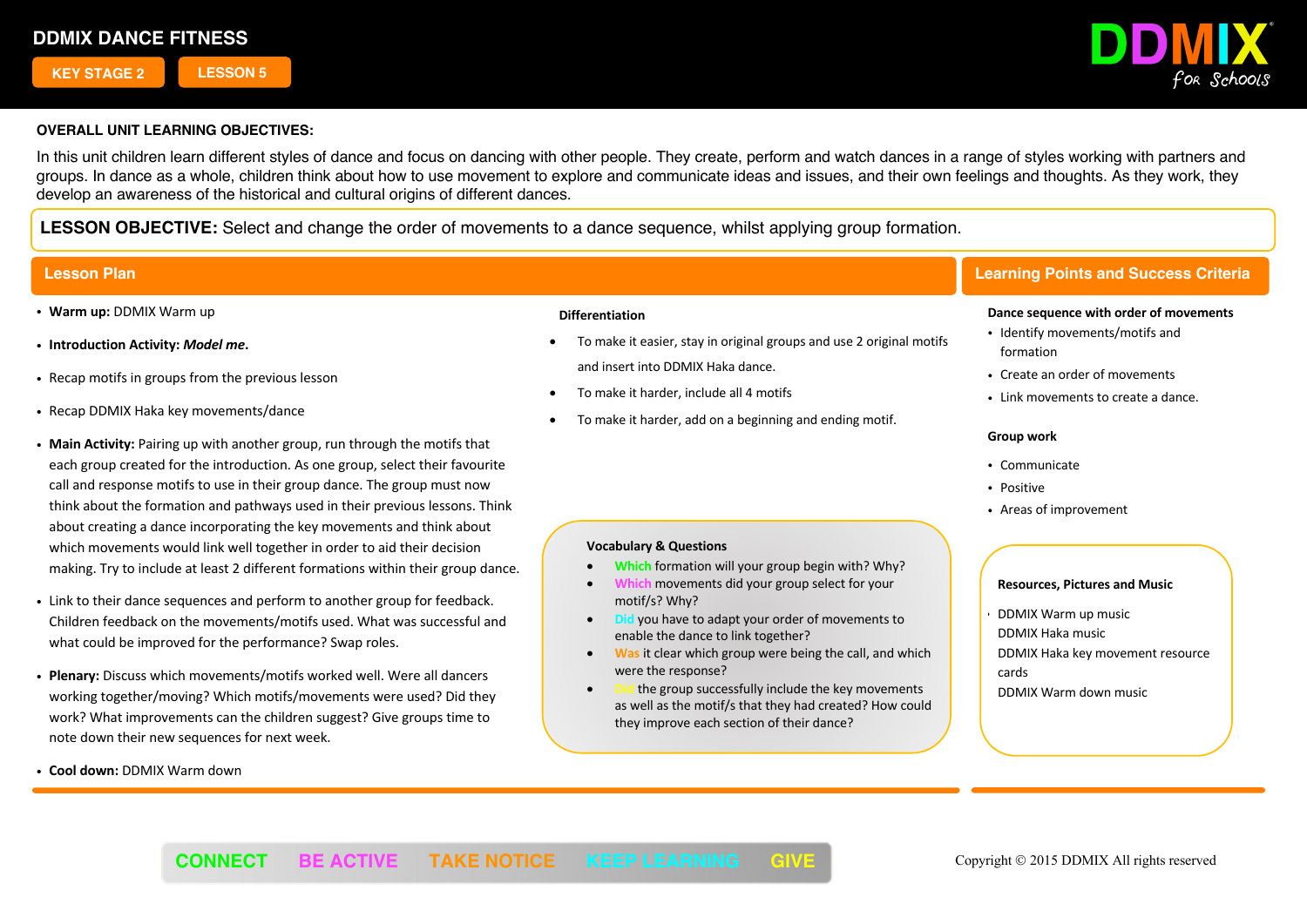# DDMIX DANCE FITNESS

**KEY STAGE 2** | **LESSON 5**

DDMIX for Schools

**OVERALL UNIT LEARNING OBJECTIVES:**

In this unit children learn different styles of dance and focus on dancing with other people. They create, perform and watch dances in a range of styles working with partners and groups. In dance as a whole, children think about how to use movement to explore and communicate ideas and issues, and their own feelings and thoughts. As they work, they develop an awareness of the historical and cultural origins of different dances.

**LESSON OBJECTIVE:** Select and change the order of movements to a dance sequence, whilst applying group formation.

## Lesson Plan

- **Warm up:** DDMIX Warm up
- **Introduction Activity:** ***Model me*.**
- Recap motifs in groups from the previous lesson
- Recap DDMIX Haka key movements/dance
- **Main Activity:** Pairing up with another group, run through the motifs that each group created for the introduction. As one group, select their favourite call and response motifs to use in their group dance. The group must now think about the formation and pathways used in their previous lessons. Think about creating a dance incorporating the key movements and think about which movements would link well together in order to aid their decision making. Try to include at least 2 different formations within their group dance.
- Link to their dance sequences and perform to another group for feedback. Children feedback on the movements/motifs used. What was successful and what could be improved for the performance? Swap roles.
- **Plenary:** Discuss which movements/motifs worked well. Were all dancers working together/moving? Which motifs/movements were used? Did they work? What improvements can the children suggest? Give groups time to note down their new sequences for next week.
- **Cool down:** DDMIX Warm down

### Differentiation

- To make it easier, stay in original groups and use 2 original motifs and insert into DDMIX Haka dance.
- To make it harder, include all 4 motifs
- To make it harder, add on a beginning and ending motif.

### Vocabulary & Questions

- Which formation will your group begin with? Why?
- Which movements did your group select for your motif/s? Why?
- Did you have to adapt your order of movements to enable the dance to link together?
- Was it clear which group were being the call, and which were the response?
- Did the group successfully include the key movements as well as the motif/s that they had created? How could they improve each section of their dance?

## Learning Points and Success Criteria

**Dance sequence with order of movements**

- Identify movements/motifs and formation
- Create an order of movements
- Link movements to create a dance.

**Group work**

- Communicate
- Positive
- Areas of improvement

### Resources, Pictures and Music

- DDMIX Warm up music
- DDMIX Haka music
- DDMIX Haka key movement resource cards
- DDMIX Warm down music

CONNECT BE ACTIVE TAKE NOTICE KEEP LEARNING GIVE

Copyright © 2015 DDMIX All rights reserved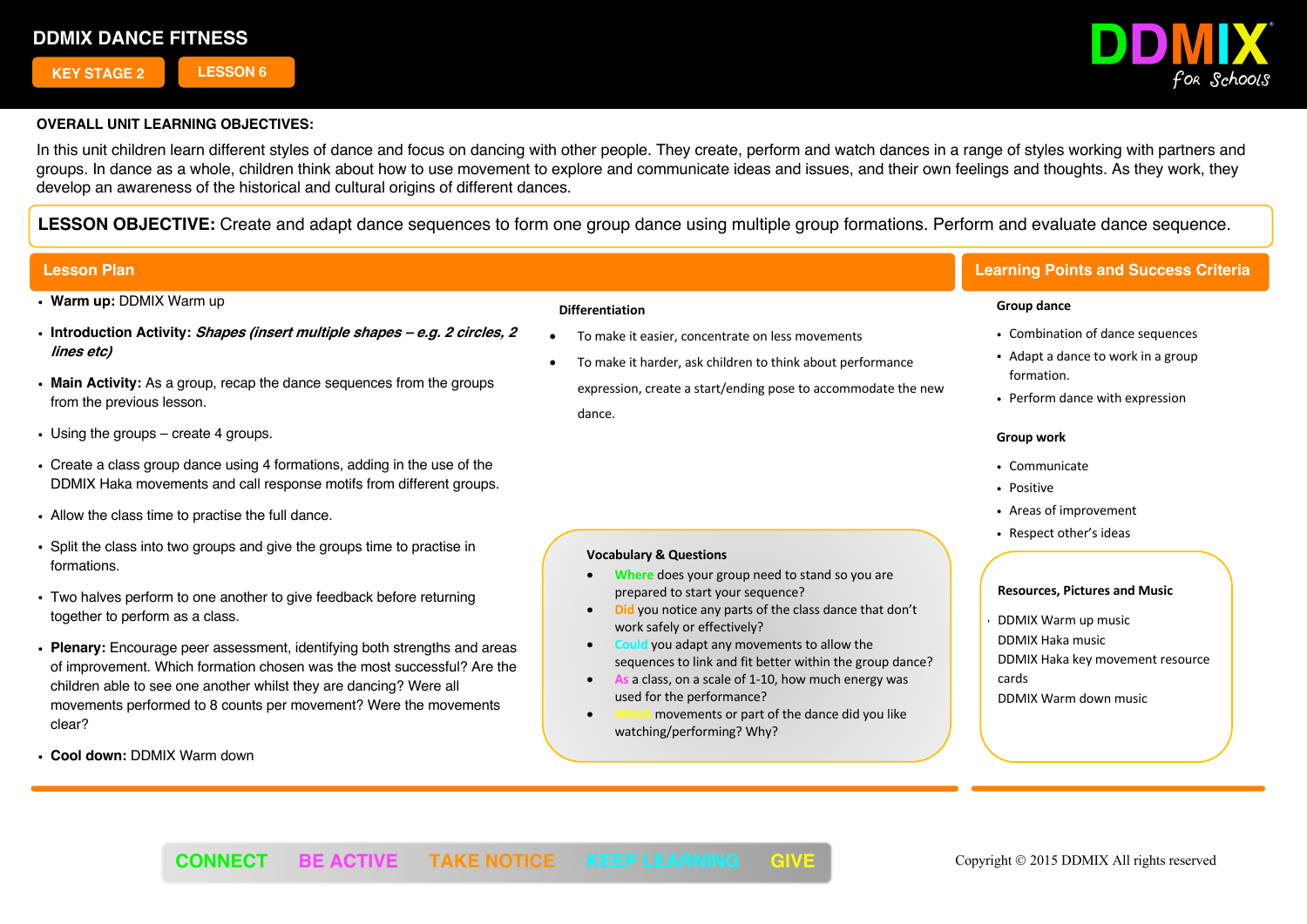# DDMIX DANCE FITNESS

KEY STAGE 2 | LESSON 6

DDMIX for Schools

**OVERALL UNIT LEARNING OBJECTIVES:**

In this unit children learn different styles of dance and focus on dancing with other people. They create, perform and watch dances in a range of styles working with partners and groups. In dance as a whole, children think about how to use movement to explore and communicate ideas and issues, and their own feelings and thoughts. As they work, they develop an awareness of the historical and cultural origins of different dances.

**LESSON OBJECTIVE:** Create and adapt dance sequences to form one group dance using multiple group formations. Perform and evaluate dance sequence.

## Lesson Plan

- **Warm up:** DDMIX Warm up
- **Introduction Activity:** ***Shapes (insert multiple shapes – e.g. 2 circles, 2 lines etc)***
- **Main Activity:** As a group, recap the dance sequences from the groups from the previous lesson.
- Using the groups – create 4 groups.
- Create a class group dance using 4 formations, adding in the use of the DDMIX Haka movements and call response motifs from different groups.
- Allow the class time to practise the full dance.
- Split the class into two groups and give the groups time to practise in formations.
- Two halves perform to one another to give feedback before returning together to perform as a class.
- **Plenary:** Encourage peer assessment, identifying both strengths and areas of improvement. Which formation chosen was the most successful? Are the children able to see one another whilst they are dancing? Were all movements performed to 8 counts per movement? Were the movements clear?
- **Cool down:** DDMIX Warm down

**Differentiation**

- To make it easier, concentrate on less movements
- To make it harder, ask children to think about performance expression, create a start/ending pose to accommodate the new dance.

**Vocabulary & Questions**

- Where does your group need to stand so you are prepared to start your sequence?
- Did you notice any parts of the class dance that don't work safely or effectively?
- Could you adapt any movements to allow the sequences to link and fit better within the group dance?
- As a class, on a scale of 1-10, how much energy was used for the performance?
- Which movements or part of the dance did you like watching/performing? Why?

## Learning Points and Success Criteria

**Group dance**

- Combination of dance sequences
- Adapt a dance to work in a group formation.
- Perform dance with expression

**Group work**

- Communicate
- Positive
- Areas of improvement
- Respect other's ideas

**Resources, Pictures and Music**

- DDMIX Warm up music
- DDMIX Haka music
- DDMIX Haka key movement resource cards
- DDMIX Warm down music

CONNECT | BE ACTIVE | TAKE NOTICE | KEEP LEARNING | GIVE

Copyright © 2015 DDMIX All rights reserved